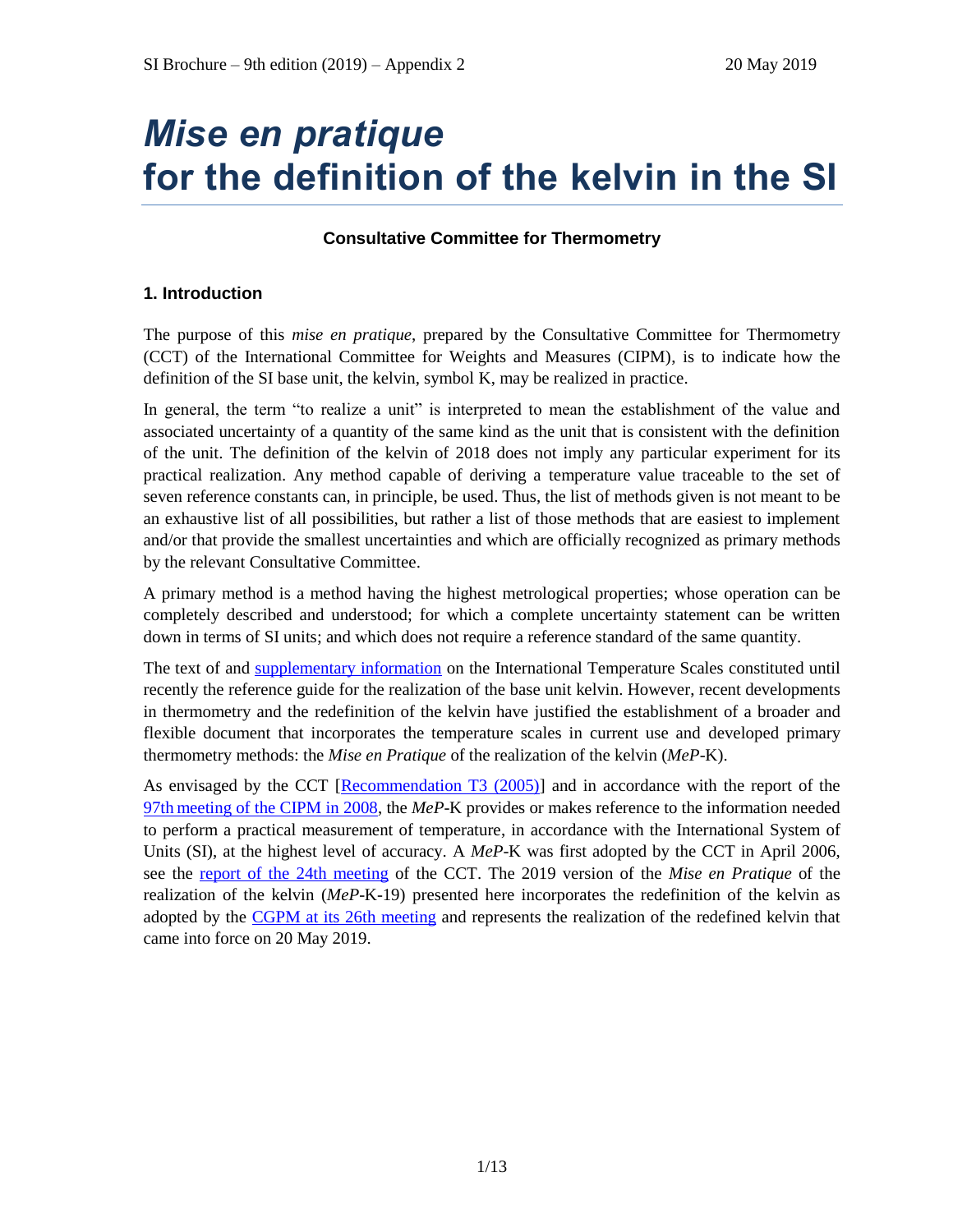# *Mise en pratique* for the definition of the kelvin in the SI

**Consultative Committee for Thermometry**

## 1. Introduction

The purpose of this *mise en pratique*, prepared by the Consultative Committee for Thermometry (CCT) of the International Committee for Weights and Measures (CIPM), is to indicate how the definition of the SI base unit, the kelvin, symbol K, may be realized in practice.

In general, the term "to realize a unit" is interpreted to mean the establishment of the value and associated uncertainty of a quantity of the same kind as the unit that is consistent with the definition of the unit. The definition of the kelvin of 2018 does not imply any particular experiment for its practical realization. Any method capable of deriving a temperature value traceable to the set of seven reference constants can, in principle, be used. Thus, the list of methods given is not meant to be an exhaustive list of all possibilities, but rather a list of those methods that are easiest to implement and/or that provide the smallest uncertainties and which are officially recognized as primary methods by the relevant Consultative Committee.

A primary method is a method having the highest metrological properties; whose operation can be completely described and understood; for which a complete uncertainty statement can be written down in terms of SI units; and which does not require a reference standard of the same quantity.

The text of and supplementary information on the International Temperature Scales constituted until recently the reference guide for the realization of the base unit kelvin. However, recent developments in thermometry and the redefinition of the kelvin have justified the establishment of a broader and flexible document that incorporates the temperature scales in current use and developed primary thermometry methods: the *Mise en Pratique* of the realization of the kelvin (*MeP*-K).

As envisaged by the CCT [Recommendation T3 (2005)] and in accordance with the report of the 97th meeting of the CIPM in 2008, the *MeP*-K provides or makes reference to the information needed to perform a practical measurement of temperature, in accordance with the International System of Units (SI), at the highest level of accuracy. A *MeP*-K was first adopted by the CCT in April 2006, see the report of the 24th meeting of the CCT. The 2019 version of the *Mise en Pratique* of the realization of the kelvin (*MeP*-K-19) presented here incorporates the redefinition of the kelvin as adopted by the CGPM at its 26th meeting and represents the realization of the redefined kelvin that came into force on 20 May 2019.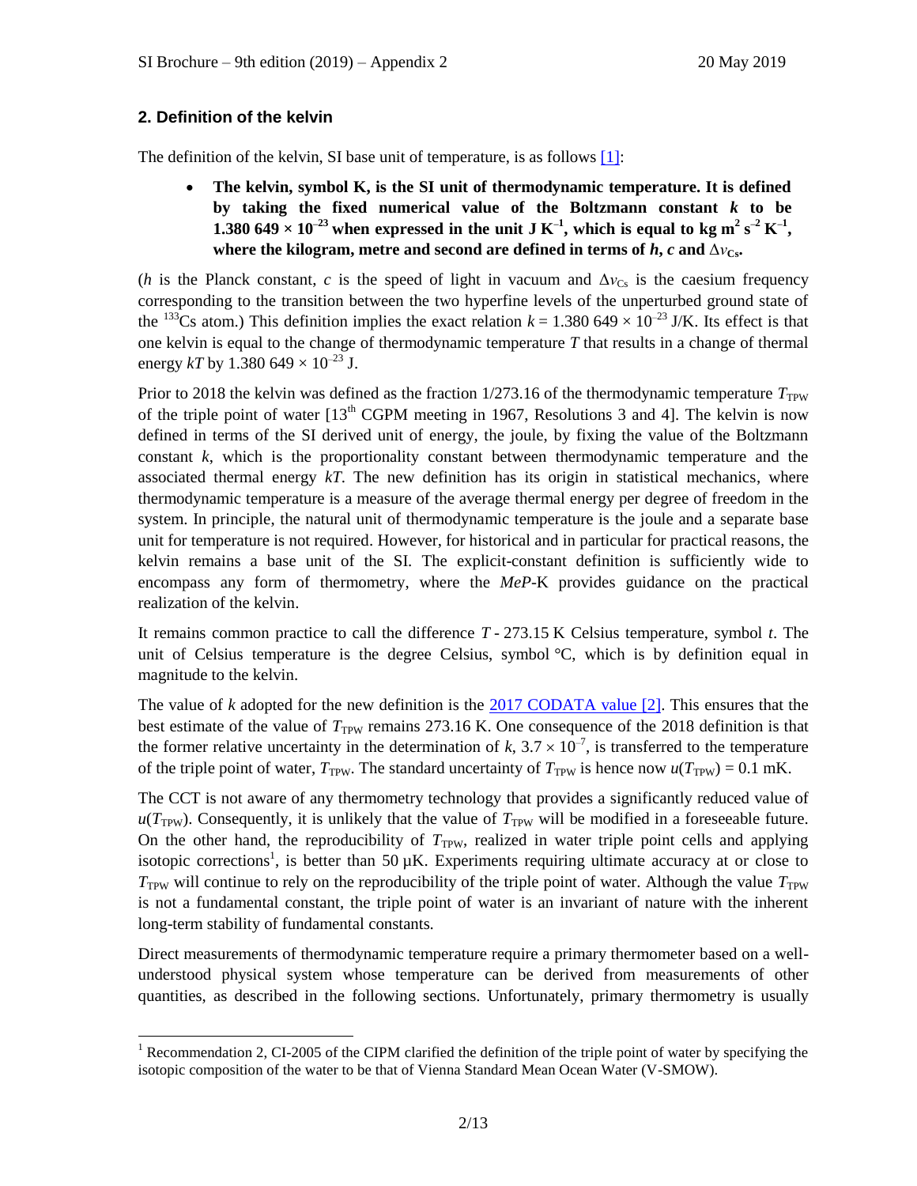## 2. Definition of the kelvin

The definition of the kelvin, SI base unit of temperature, is as follows [1]:

- **The kelvin, symbol K, is the SI unit of thermodynamic temperature. It is defined by taking the fixed numerical value of the Boltzmann constant $k$ to be 1.380 649 × $10^{-23}$ when expressed in the unit J $K^{-1}$, which is equal to kg $m^2$ $s^{-2}$ $K^{-1}$, where the kilogram, metre and second are defined in terms of $h$, $c$ and $\Delta\nu_{Cs}$.**

($h$ is the Planck constant, $c$ is the speed of light in vacuum and $\Delta\nu_{Cs}$ is the caesium frequency corresponding to the transition between the two hyperfine levels of the unperturbed ground state of the $^{133}$Cs atom.) This definition implies the exact relation $k = 1.380\,649 \times 10^{-23}$ J/K. Its effect is that one kelvin is equal to the change of thermodynamic temperature $T$ that results in a change of thermal energy $kT$ by 1.380 649 × $10^{-23}$ J.

Prior to 2018 the kelvin was defined as the fraction 1/273.16 of the thermodynamic temperature $T_{TPW}$ of the triple point of water [13th CGPM meeting in 1967, Resolutions 3 and 4]. The kelvin is now defined in terms of the SI derived unit of energy, the joule, by fixing the value of the Boltzmann constant $k$, which is the proportionality constant between thermodynamic temperature and the associated thermal energy $kT$. The new definition has its origin in statistical mechanics, where thermodynamic temperature is a measure of the average thermal energy per degree of freedom in the system. In principle, the natural unit of thermodynamic temperature is the joule and a separate base unit for temperature is not required. However, for historical and in particular for practical reasons, the kelvin remains a base unit of the SI. The explicit-constant definition is sufficiently wide to encompass any form of thermometry, where the *MeP*-K provides guidance on the practical realization of the kelvin.

It remains common practice to call the difference $T$ - 273.15 K Celsius temperature, symbol $t$. The unit of Celsius temperature is the degree Celsius, symbol °C, which is by definition equal in magnitude to the kelvin.

The value of $k$ adopted for the new definition is the 2017 CODATA value [2]. This ensures that the best estimate of the value of $T_{TPW}$ remains 273.16 K. One consequence of the 2018 definition is that the former relative uncertainty in the determination of $k$, $3.7 \times 10^{-7}$, is transferred to the temperature of the triple point of water, $T_{TPW}$. The standard uncertainty of $T_{TPW}$ is hence now $u(T_{TPW}) = 0.1$ mK.

The CCT is not aware of any thermometry technology that provides a significantly reduced value of $u(T_{TPW})$. Consequently, it is unlikely that the value of $T_{TPW}$ will be modified in a foreseeable future. On the other hand, the reproducibility of $T_{TPW}$, realized in water triple point cells and applying isotopic corrections[1], is better than 50 μK. Experiments requiring ultimate accuracy at or close to $T_{TPW}$ will continue to rely on the reproducibility of the triple point of water. Although the value $T_{TPW}$ is not a fundamental constant, the triple point of water is an invariant of nature with the inherent long-term stability of fundamental constants.

Direct measurements of thermodynamic temperature require a primary thermometer based on a well-understood physical system whose temperature can be derived from measurements of other quantities, as described in the following sections. Unfortunately, primary thermometry is usually

[1] Recommendation 2, CI-2005 of the CIPM clarified the definition of the triple point of water by specifying the isotopic composition of the water to be that of Vienna Standard Mean Ocean Water (V-SMOW).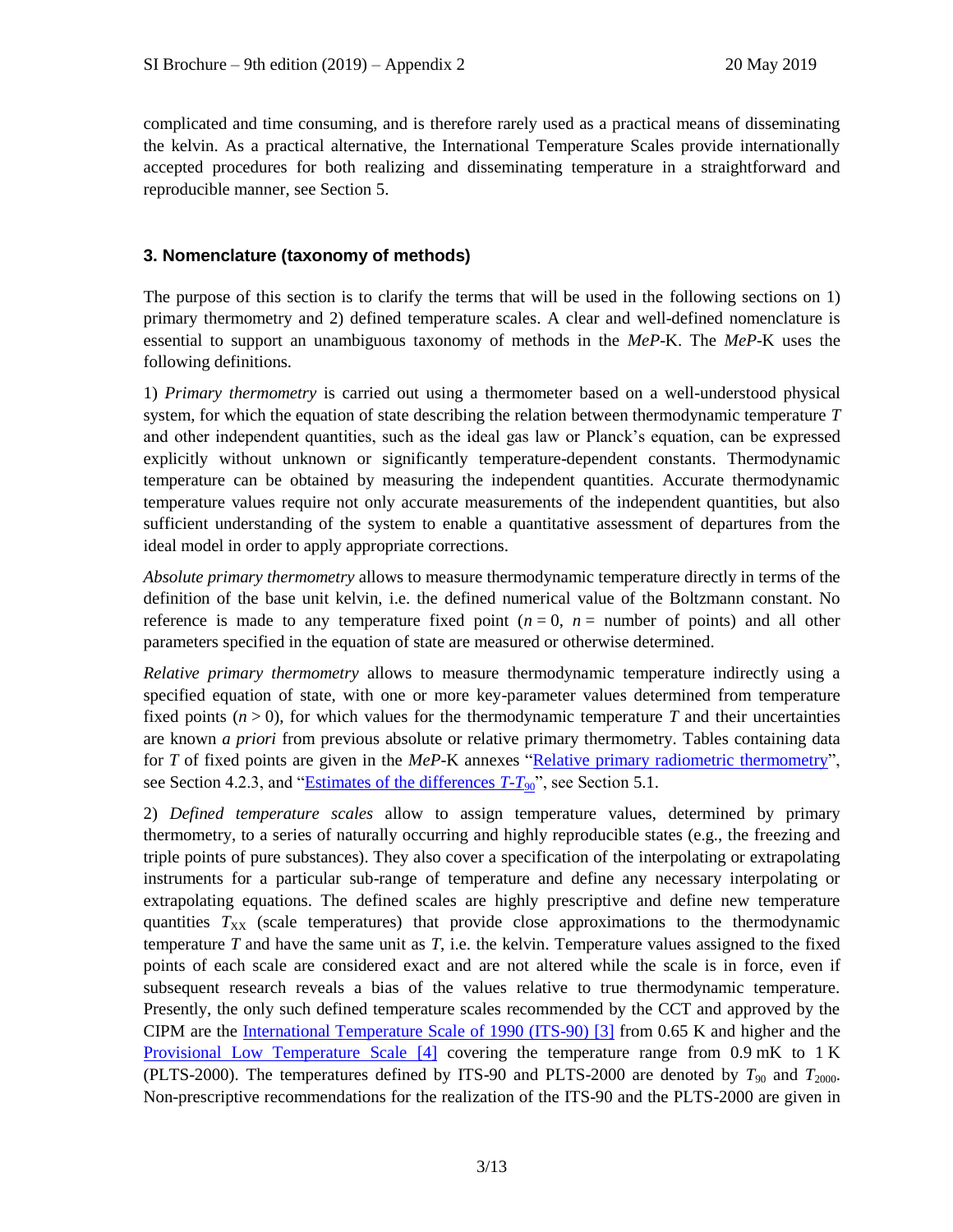complicated and time consuming, and is therefore rarely used as a practical means of disseminating the kelvin. As a practical alternative, the International Temperature Scales provide internationally accepted procedures for both realizing and disseminating temperature in a straightforward and reproducible manner, see Section 5.

## 3. Nomenclature (taxonomy of methods)

The purpose of this section is to clarify the terms that will be used in the following sections on 1) primary thermometry and 2) defined temperature scales. A clear and well-defined nomenclature is essential to support an unambiguous taxonomy of methods in the *MeP*-K. The *MeP*-K uses the following definitions.

1) *Primary thermometry* is carried out using a thermometer based on a well-understood physical system, for which the equation of state describing the relation between thermodynamic temperature $T$ and other independent quantities, such as the ideal gas law or Planck's equation, can be expressed explicitly without unknown or significantly temperature-dependent constants. Thermodynamic temperature can be obtained by measuring the independent quantities. Accurate thermodynamic temperature values require not only accurate measurements of the independent quantities, but also sufficient understanding of the system to enable a quantitative assessment of departures from the ideal model in order to apply appropriate corrections.

*Absolute primary thermometry* allows to measure thermodynamic temperature directly in terms of the definition of the base unit kelvin, i.e. the defined numerical value of the Boltzmann constant. No reference is made to any temperature fixed point ($n = 0$, $n$ = number of points) and all other parameters specified in the equation of state are measured or otherwise determined.

*Relative primary thermometry* allows to measure thermodynamic temperature indirectly using a specified equation of state, with one or more key-parameter values determined from temperature fixed points ($n > 0$), for which values for the thermodynamic temperature $T$ and their uncertainties are known *a priori* from previous absolute or relative primary thermometry. Tables containing data for $T$ of fixed points are given in the *MeP*-K annexes "Relative primary radiometric thermometry", see Section 4.2.3, and "Estimates of the differences $T$-$T_{90}$", see Section 5.1.

2) *Defined temperature scales* allow to assign temperature values, determined by primary thermometry, to a series of naturally occurring and highly reproducible states (e.g., the freezing and triple points of pure substances). They also cover a specification of the interpolating or extrapolating instruments for a particular sub-range of temperature and define any necessary interpolating or extrapolating equations. The defined scales are highly prescriptive and define new temperature quantities $T_{XX}$ (scale temperatures) that provide close approximations to the thermodynamic temperature $T$ and have the same unit as $T$, i.e. the kelvin. Temperature values assigned to the fixed points of each scale are considered exact and are not altered while the scale is in force, even if subsequent research reveals a bias of the values relative to true thermodynamic temperature. Presently, the only such defined temperature scales recommended by the CCT and approved by the CIPM are the International Temperature Scale of 1990 (ITS-90) [3] from 0.65 K and higher and the Provisional Low Temperature Scale [4] covering the temperature range from 0.9 mK to 1 K (PLTS-2000). The temperatures defined by ITS-90 and PLTS-2000 are denoted by $T_{90}$ and $T_{2000}$. Non-prescriptive recommendations for the realization of the ITS-90 and the PLTS-2000 are given in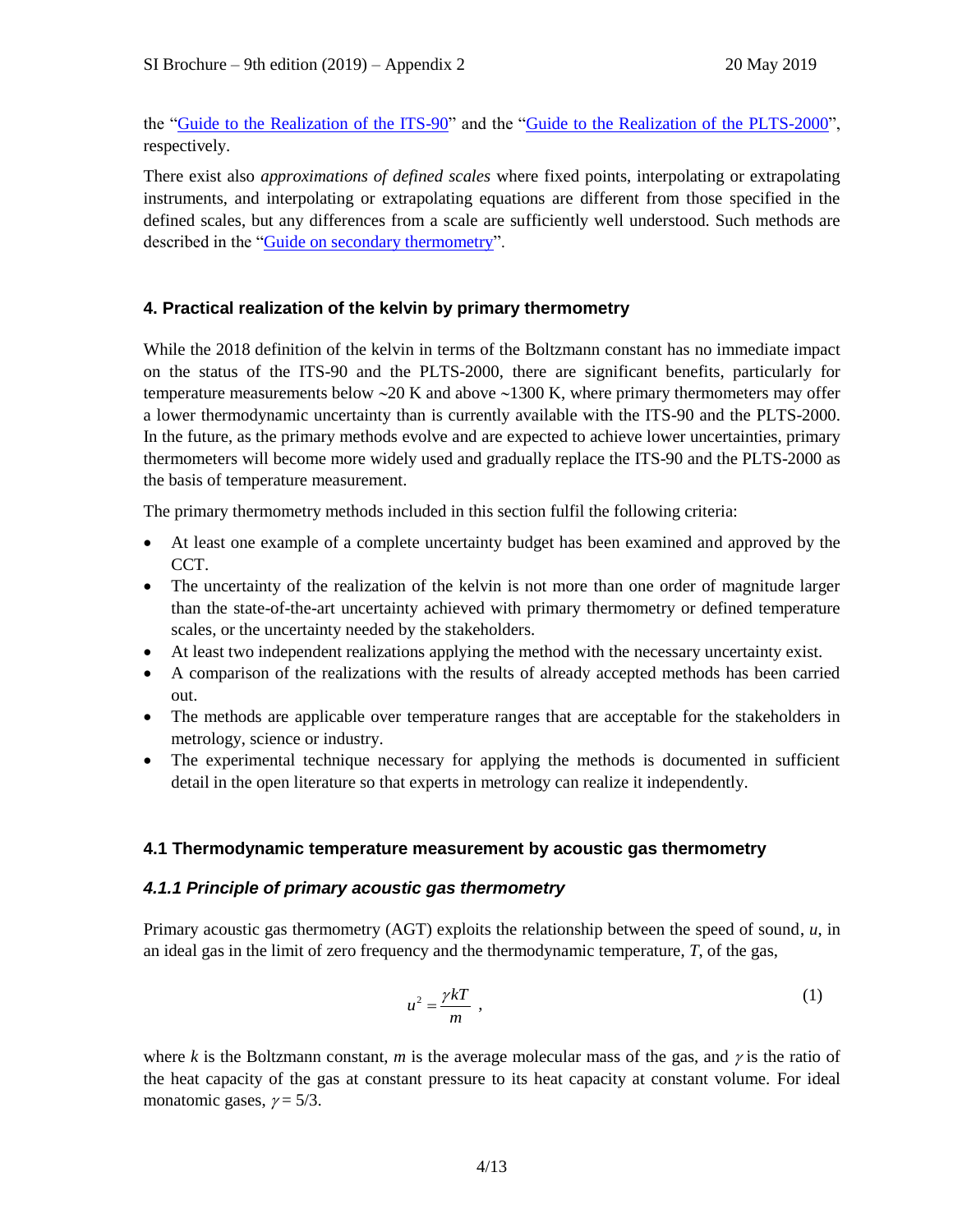the "Guide to the Realization of the ITS-90" and the "Guide to the Realization of the PLTS-2000", respectively.

There exist also *approximations of defined scales* where fixed points, interpolating or extrapolating instruments, and interpolating or extrapolating equations are different from those specified in the defined scales, but any differences from a scale are sufficiently well understood. Such methods are described in the "Guide on secondary thermometry".

## 4. Practical realization of the kelvin by primary thermometry

While the 2018 definition of the kelvin in terms of the Boltzmann constant has no immediate impact on the status of the ITS-90 and the PLTS-2000, there are significant benefits, particularly for temperature measurements below ~20 K and above ~1300 K, where primary thermometers may offer a lower thermodynamic uncertainty than is currently available with the ITS-90 and the PLTS-2000. In the future, as the primary methods evolve and are expected to achieve lower uncertainties, primary thermometers will become more widely used and gradually replace the ITS-90 and the PLTS-2000 as the basis of temperature measurement.

The primary thermometry methods included in this section fulfil the following criteria:

- At least one example of a complete uncertainty budget has been examined and approved by the CCT.
- The uncertainty of the realization of the kelvin is not more than one order of magnitude larger than the state-of-the-art uncertainty achieved with primary thermometry or defined temperature scales, or the uncertainty needed by the stakeholders.
- At least two independent realizations applying the method with the necessary uncertainty exist.
- A comparison of the realizations with the results of already accepted methods has been carried out.
- The methods are applicable over temperature ranges that are acceptable for the stakeholders in metrology, science or industry.
- The experimental technique necessary for applying the methods is documented in sufficient detail in the open literature so that experts in metrology can realize it independently.

### 4.1 Thermodynamic temperature measurement by acoustic gas thermometry

#### *4.1.1 Principle of primary acoustic gas thermometry*

Primary acoustic gas thermometry (AGT) exploits the relationship between the speed of sound, $u$, in an ideal gas in the limit of zero frequency and the thermodynamic temperature, $T$, of the gas,

$$u^2 = \frac{\gamma k T}{m} \ , \tag{1}$$

where $k$ is the Boltzmann constant, $m$ is the average molecular mass of the gas, and $\gamma$ is the ratio of the heat capacity of the gas at constant pressure to its heat capacity at constant volume. For ideal monatomic gases, $\gamma = 5/3$.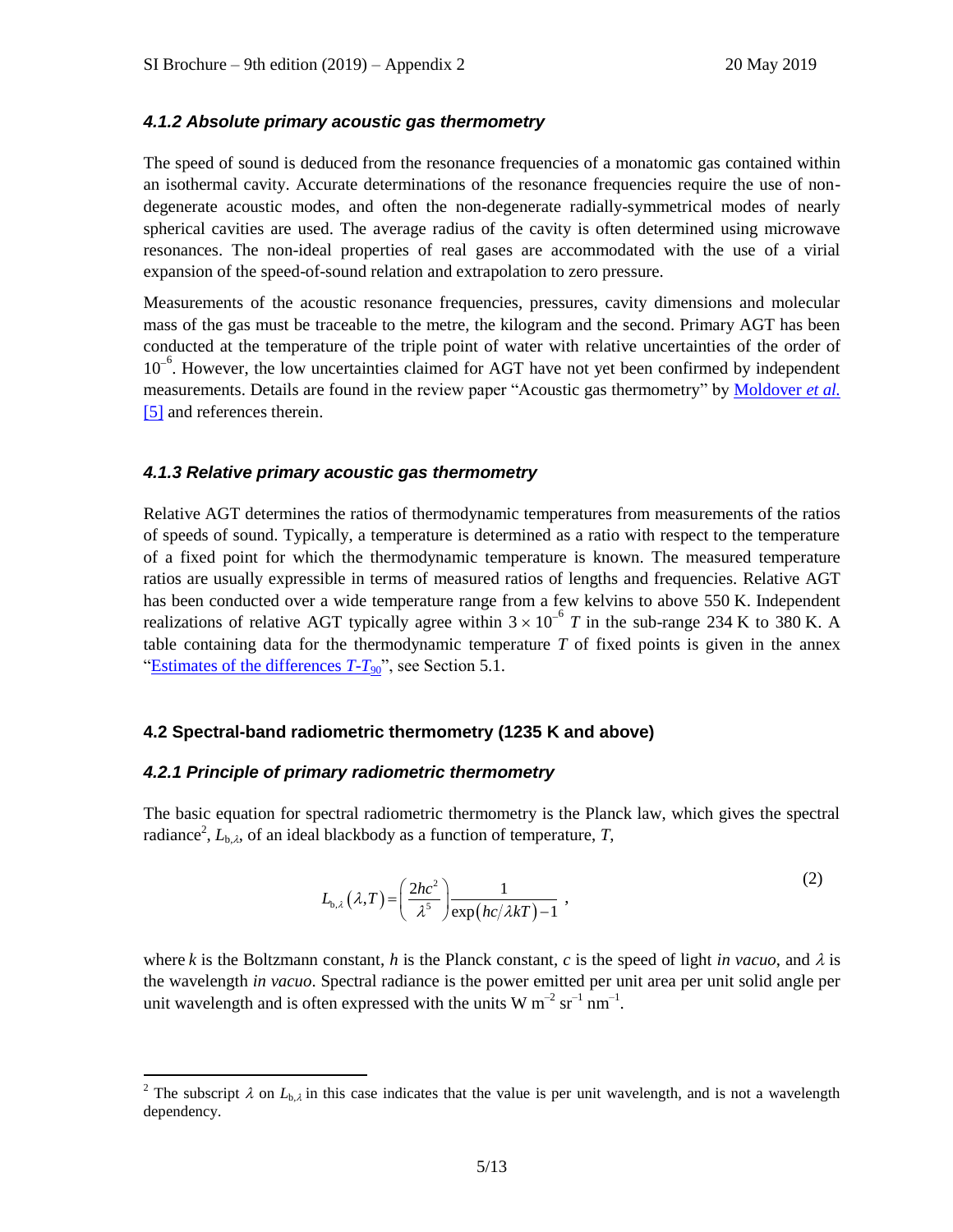### *4.1.2 Absolute primary acoustic gas thermometry*

The speed of sound is deduced from the resonance frequencies of a monatomic gas contained within an isothermal cavity. Accurate determinations of the resonance frequencies require the use of non-degenerate acoustic modes, and often the non-degenerate radially-symmetrical modes of nearly spherical cavities are used. The average radius of the cavity is often determined using microwave resonances. The non-ideal properties of real gases are accommodated with the use of a virial expansion of the speed-of-sound relation and extrapolation to zero pressure.

Measurements of the acoustic resonance frequencies, pressures, cavity dimensions and molecular mass of the gas must be traceable to the metre, the kilogram and the second. Primary AGT has been conducted at the temperature of the triple point of water with relative uncertainties of the order of $10^{-6}$. However, the low uncertainties claimed for AGT have not yet been confirmed by independent measurements. Details are found in the review paper "Acoustic gas thermometry" by Moldover *et al.* [5] and references therein.

### *4.1.3 Relative primary acoustic gas thermometry*

Relative AGT determines the ratios of thermodynamic temperatures from measurements of the ratios of speeds of sound. Typically, a temperature is determined as a ratio with respect to the temperature of a fixed point for which the thermodynamic temperature is known. The measured temperature ratios are usually expressible in terms of measured ratios of lengths and frequencies. Relative AGT has been conducted over a wide temperature range from a few kelvins to above 550 K. Independent realizations of relative AGT typically agree within $3 \times 10^{-6}\ T$ in the sub-range 234 K to 380 K. A table containing data for the thermodynamic temperature $T$ of fixed points is given in the annex "Estimates of the differences $T$-$T_{90}$", see Section 5.1.

## 4.2 Spectral-band radiometric thermometry (1235 K and above)

### *4.2.1 Principle of primary radiometric thermometry*

The basic equation for spectral radiometric thermometry is the Planck law, which gives the spectral radiance[2], $L_{\mathrm{b},\lambda}$, of an ideal blackbody as a function of temperature, $T$,

$$L_{\mathrm{b},\lambda}(\lambda, T) = \left(\frac{2hc^2}{\lambda^5}\right)\frac{1}{\exp(hc/\lambda kT) - 1} , \tag{2}$$

where $k$ is the Boltzmann constant, $h$ is the Planck constant, $c$ is the speed of light *in vacuo*, and $\lambda$ is the wavelength *in vacuo*. Spectral radiance is the power emitted per unit area per unit solid angle per unit wavelength and is often expressed with the units W m$^{-2}$ sr$^{-1}$ nm$^{-1}$.

---

[2] The subscript $\lambda$ on $L_{\mathrm{b},\lambda}$ in this case indicates that the value is per unit wavelength, and is not a wavelength dependency.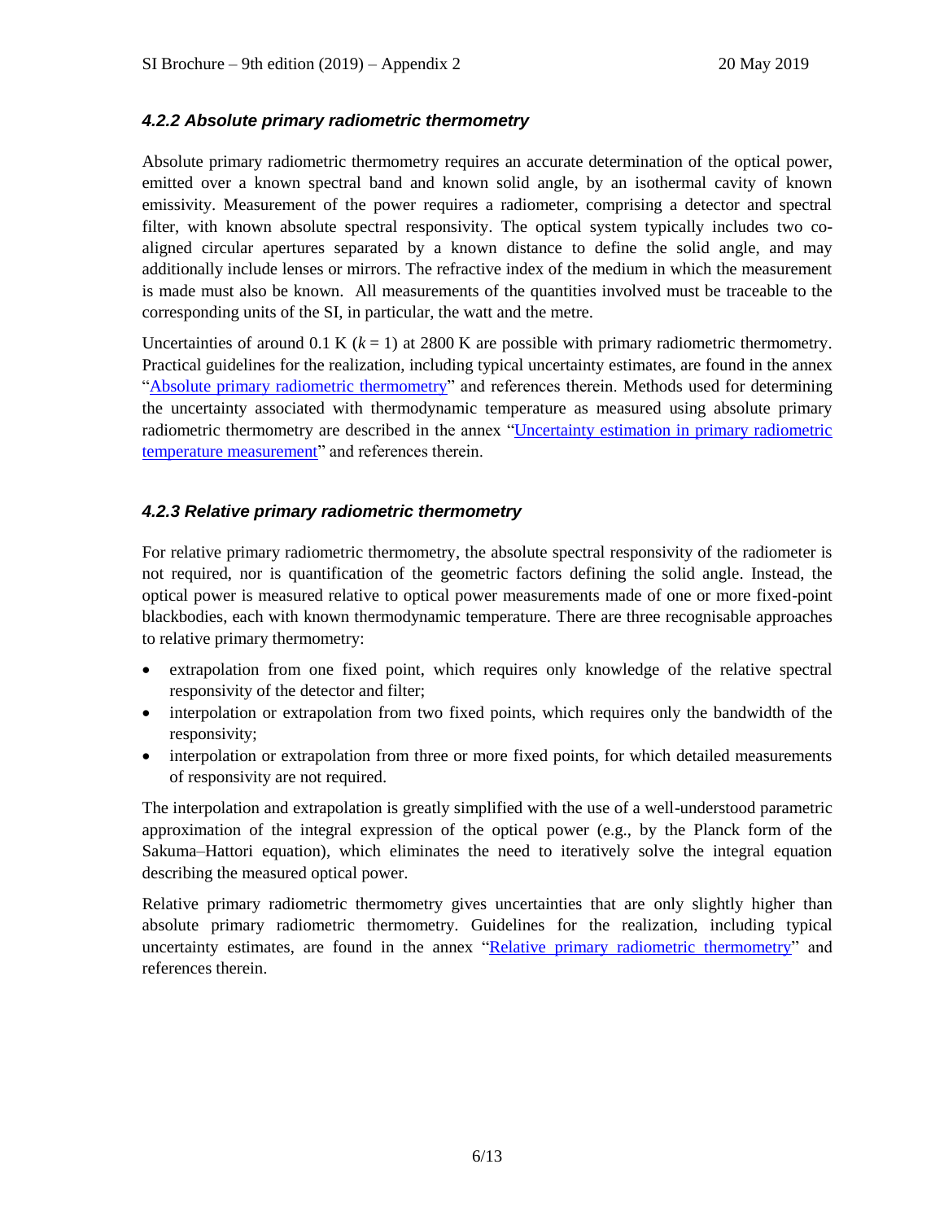### *4.2.2 Absolute primary radiometric thermometry*

Absolute primary radiometric thermometry requires an accurate determination of the optical power, emitted over a known spectral band and known solid angle, by an isothermal cavity of known emissivity. Measurement of the power requires a radiometer, comprising a detector and spectral filter, with known absolute spectral responsivity. The optical system typically includes two co-aligned circular apertures separated by a known distance to define the solid angle, and may additionally include lenses or mirrors. The refractive index of the medium in which the measurement is made must also be known. All measurements of the quantities involved must be traceable to the corresponding units of the SI, in particular, the watt and the metre.

Uncertainties of around 0.1 K ($k = 1$) at 2800 K are possible with primary radiometric thermometry. Practical guidelines for the realization, including typical uncertainty estimates, are found in the annex "Absolute primary radiometric thermometry" and references therein. Methods used for determining the uncertainty associated with thermodynamic temperature as measured using absolute primary radiometric thermometry are described in the annex "Uncertainty estimation in primary radiometric temperature measurement" and references therein.

### *4.2.3 Relative primary radiometric thermometry*

For relative primary radiometric thermometry, the absolute spectral responsivity of the radiometer is not required, nor is quantification of the geometric factors defining the solid angle. Instead, the optical power is measured relative to optical power measurements made of one or more fixed-point blackbodies, each with known thermodynamic temperature. There are three recognisable approaches to relative primary thermometry:

- extrapolation from one fixed point, which requires only knowledge of the relative spectral responsivity of the detector and filter;
- interpolation or extrapolation from two fixed points, which requires only the bandwidth of the responsivity;
- interpolation or extrapolation from three or more fixed points, for which detailed measurements of responsivity are not required.

The interpolation and extrapolation is greatly simplified with the use of a well-understood parametric approximation of the integral expression of the optical power (e.g., by the Planck form of the Sakuma–Hattori equation), which eliminates the need to iteratively solve the integral equation describing the measured optical power.

Relative primary radiometric thermometry gives uncertainties that are only slightly higher than absolute primary radiometric thermometry. Guidelines for the realization, including typical uncertainty estimates, are found in the annex "Relative primary radiometric thermometry" and references therein.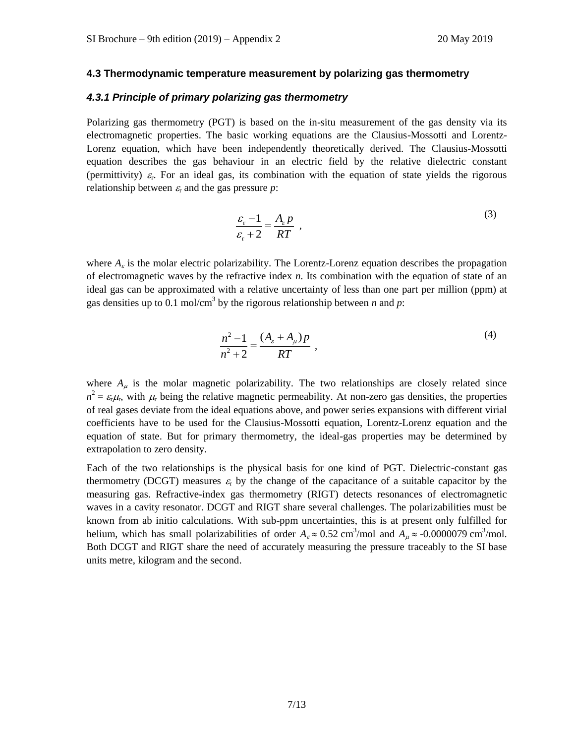### 4.3 Thermodynamic temperature measurement by polarizing gas thermometry

#### *4.3.1 Principle of primary polarizing gas thermometry*

Polarizing gas thermometry (PGT) is based on the in-situ measurement of the gas density via its electromagnetic properties. The basic working equations are the Clausius-Mossotti and Lorentz-Lorenz equation, which have been independently theoretically derived. The Clausius-Mossotti equation describes the gas behaviour in an electric field by the relative dielectric constant (permittivity) $\varepsilon_\mathrm{r}$. For an ideal gas, its combination with the equation of state yields the rigorous relationship between $\varepsilon_\mathrm{r}$ and the gas pressure $p$:

$$\frac{\varepsilon_\mathrm{r} - 1}{\varepsilon_\mathrm{r} + 2} = \frac{A_\varepsilon p}{RT} \ , \tag{3}$$

where $A_\varepsilon$ is the molar electric polarizability. The Lorentz-Lorenz equation describes the propagation of electromagnetic waves by the refractive index $n$. Its combination with the equation of state of an ideal gas can be approximated with a relative uncertainty of less than one part per million (ppm) at gas densities up to 0.1 mol/cm$^3$ by the rigorous relationship between $n$ and $p$:

$$\frac{n^2 - 1}{n^2 + 2} = \frac{(A_\varepsilon + A_\mu) p}{RT} \ , \tag{4}$$

where $A_\mu$ is the molar magnetic polarizability. The two relationships are closely related since $n^2 = \varepsilon_\mathrm{r}\mu_\mathrm{r}$, with $\mu_\mathrm{r}$ being the relative magnetic permeability. At non-zero gas densities, the properties of real gases deviate from the ideal equations above, and power series expansions with different virial coefficients have to be used for the Clausius-Mossotti equation, Lorentz-Lorenz equation and the equation of state. But for primary thermometry, the ideal-gas properties may be determined by extrapolation to zero density.

Each of the two relationships is the physical basis for one kind of PGT. Dielectric-constant gas thermometry (DCGT) measures $\varepsilon_\mathrm{r}$ by the change of the capacitance of a suitable capacitor by the measuring gas. Refractive-index gas thermometry (RIGT) detects resonances of electromagnetic waves in a cavity resonator. DCGT and RIGT share several challenges. The polarizabilities must be known from ab initio calculations. With sub-ppm uncertainties, this is at present only fulfilled for helium, which has small polarizabilities of order $A_\varepsilon \approx 0.52$ cm$^3$/mol and $A_\mu \approx -0.0000079$ cm$^3$/mol. Both DCGT and RIGT share the need of accurately measuring the pressure traceably to the SI base units metre, kilogram and the second.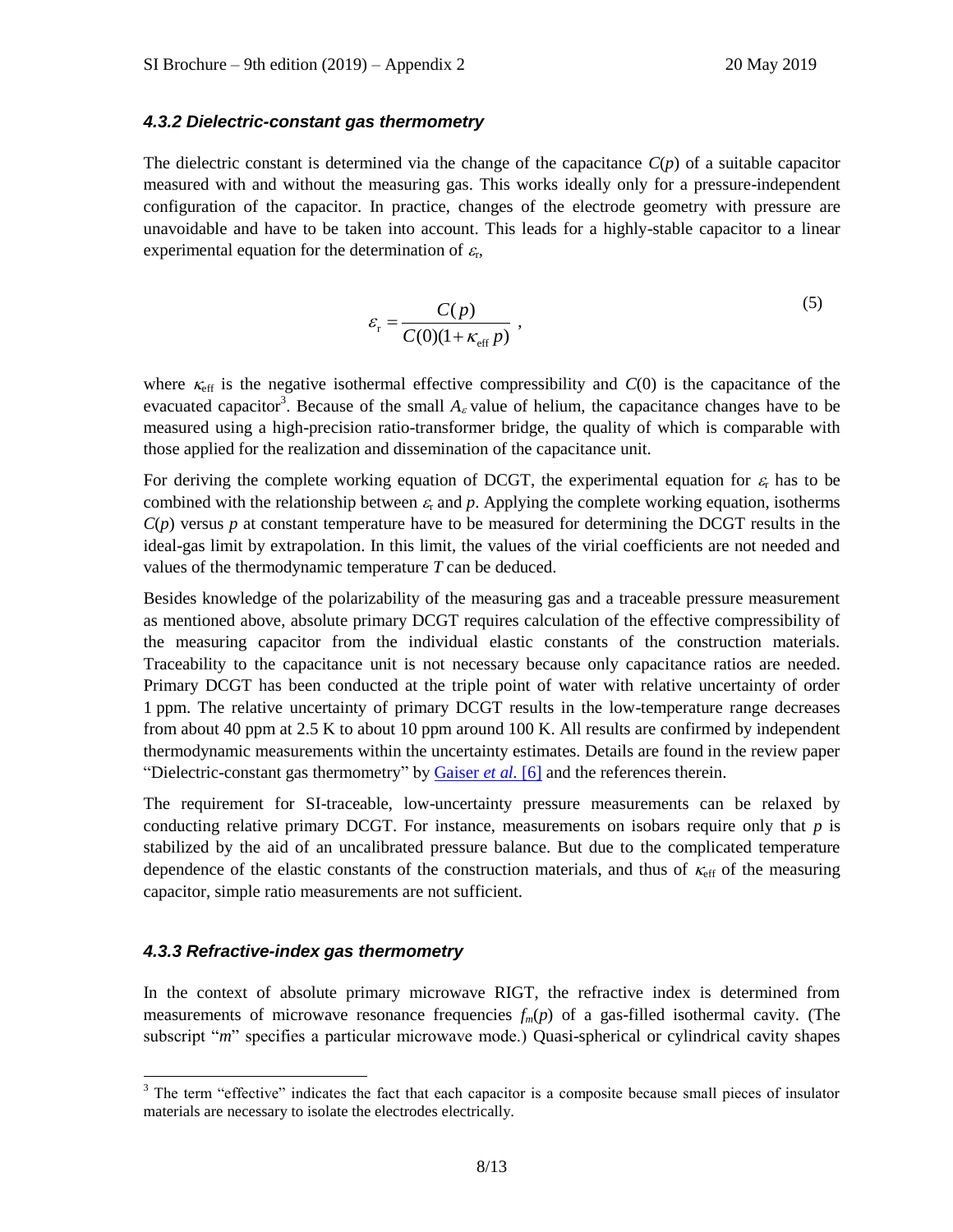#### *4.3.2 Dielectric-constant gas thermometry*

The dielectric constant is determined via the change of the capacitance $C(p)$ of a suitable capacitor measured with and without the measuring gas. This works ideally only for a pressure-independent configuration of the capacitor. In practice, changes of the electrode geometry with pressure are unavoidable and have to be taken into account. This leads for a highly-stable capacitor to a linear experimental equation for the determination of $\varepsilon_r$,

$$\varepsilon_r = \frac{C(p)}{C(0)(1+\kappa_{\text{eff}}\, p)} \ , \tag{5}$$

where $\kappa_{\text{eff}}$ is the negative isothermal effective compressibility and $C(0)$ is the capacitance of the evacuated capacitor[3]. Because of the small $A_\varepsilon$ value of helium, the capacitance changes have to be measured using a high-precision ratio-transformer bridge, the quality of which is comparable with those applied for the realization and dissemination of the capacitance unit.

For deriving the complete working equation of DCGT, the experimental equation for $\varepsilon_r$ has to be combined with the relationship between $\varepsilon_r$ and $p$. Applying the complete working equation, isotherms $C(p)$ versus $p$ at constant temperature have to be measured for determining the DCGT results in the ideal-gas limit by extrapolation. In this limit, the values of the virial coefficients are not needed and values of the thermodynamic temperature $T$ can be deduced.

Besides knowledge of the polarizability of the measuring gas and a traceable pressure measurement as mentioned above, absolute primary DCGT requires calculation of the effective compressibility of the measuring capacitor from the individual elastic constants of the construction materials. Traceability to the capacitance unit is not necessary because only capacitance ratios are needed. Primary DCGT has been conducted at the triple point of water with relative uncertainty of order 1 ppm. The relative uncertainty of primary DCGT results in the low-temperature range decreases from about 40 ppm at 2.5 K to about 10 ppm around 100 K. All results are confirmed by independent thermodynamic measurements within the uncertainty estimates. Details are found in the review paper "Dielectric-constant gas thermometry" by Gaiser *et al.* [6] and the references therein.

The requirement for SI-traceable, low-uncertainty pressure measurements can be relaxed by conducting relative primary DCGT. For instance, measurements on isobars require only that $p$ is stabilized by the aid of an uncalibrated pressure balance. But due to the complicated temperature dependence of the elastic constants of the construction materials, and thus of $\kappa_{\text{eff}}$ of the measuring capacitor, simple ratio measurements are not sufficient.

#### *4.3.3 Refractive-index gas thermometry*

In the context of absolute primary microwave RIGT, the refractive index is determined from measurements of microwave resonance frequencies $f_m(p)$ of a gas-filled isothermal cavity. (The subscript "$m$" specifies a particular microwave mode.) Quasi-spherical or cylindrical cavity shapes

---

[3] The term "effective" indicates the fact that each capacitor is a composite because small pieces of insulator materials are necessary to isolate the electrodes electrically.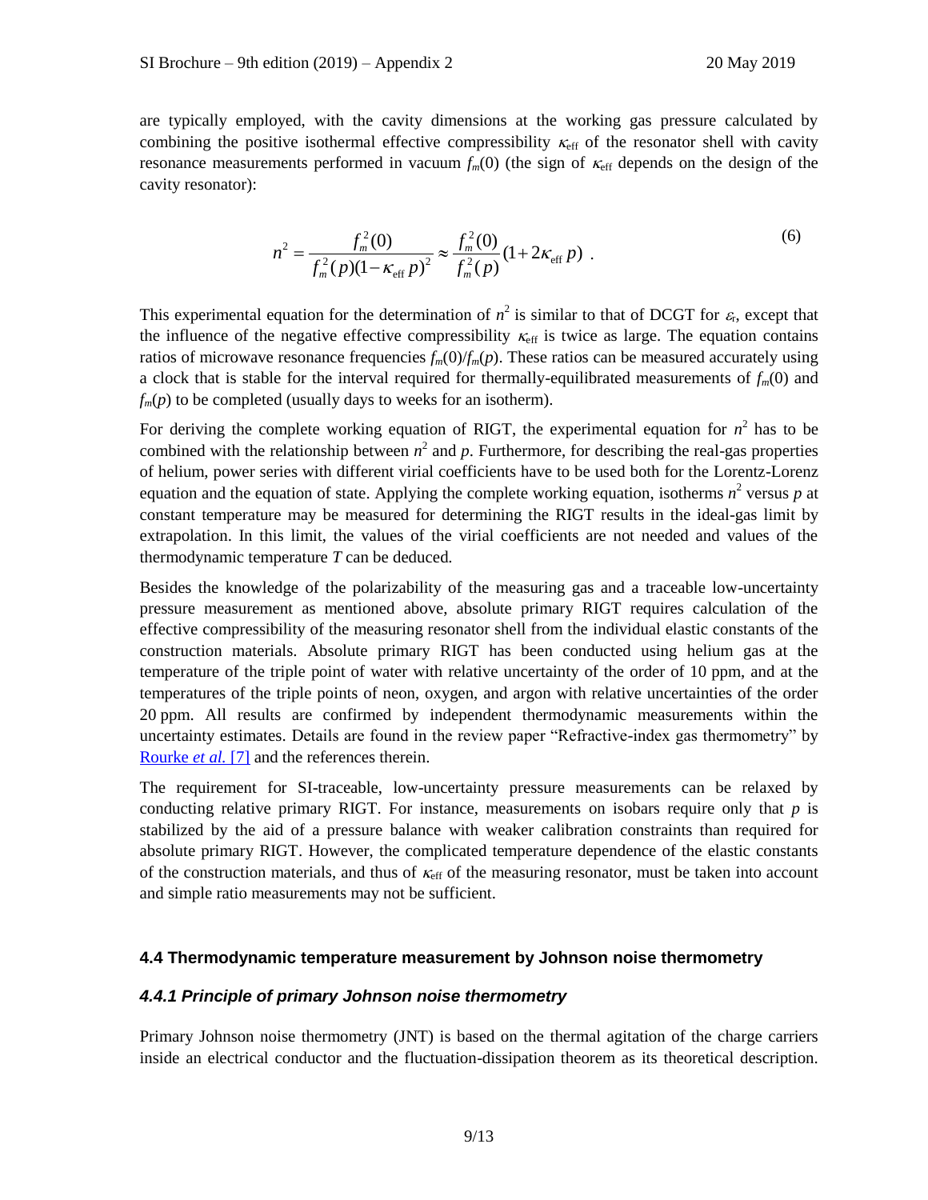are typically employed, with the cavity dimensions at the working gas pressure calculated by combining the positive isothermal effective compressibility $\kappa_{\text{eff}}$ of the resonator shell with cavity resonance measurements performed in vacuum $f_m(0)$ (the sign of $\kappa_{\text{eff}}$ depends on the design of the cavity resonator):

$$n^2 = \frac{f_m^2(0)}{f_m^2(p)(1-\kappa_{\text{eff}}\,p)^2} \approx \frac{f_m^2(0)}{f_m^2(p)}(1+2\kappa_{\text{eff}}\,p)\ . \tag{6}$$

This experimental equation for the determination of $n^2$ is similar to that of DCGT for $\varepsilon_r$, except that the influence of the negative effective compressibility $\kappa_{\text{eff}}$ is twice as large. The equation contains ratios of microwave resonance frequencies $f_m(0)/f_m(p)$. These ratios can be measured accurately using a clock that is stable for the interval required for thermally-equilibrated measurements of $f_m(0)$ and $f_m(p)$ to be completed (usually days to weeks for an isotherm).

For deriving the complete working equation of RIGT, the experimental equation for $n^2$ has to be combined with the relationship between $n^2$ and $p$. Furthermore, for describing the real-gas properties of helium, power series with different virial coefficients have to be used both for the Lorentz-Lorenz equation and the equation of state. Applying the complete working equation, isotherms $n^2$ versus $p$ at constant temperature may be measured for determining the RIGT results in the ideal-gas limit by extrapolation. In this limit, the values of the virial coefficients are not needed and values of the thermodynamic temperature $T$ can be deduced.

Besides the knowledge of the polarizability of the measuring gas and a traceable low-uncertainty pressure measurement as mentioned above, absolute primary RIGT requires calculation of the effective compressibility of the measuring resonator shell from the individual elastic constants of the construction materials. Absolute primary RIGT has been conducted using helium gas at the temperature of the triple point of water with relative uncertainty of the order of 10 ppm, and at the temperatures of the triple points of neon, oxygen, and argon with relative uncertainties of the order 20 ppm. All results are confirmed by independent thermodynamic measurements within the uncertainty estimates. Details are found in the review paper "Refractive-index gas thermometry" by Rourke *et al.* [7] and the references therein.

The requirement for SI-traceable, low-uncertainty pressure measurements can be relaxed by conducting relative primary RIGT. For instance, measurements on isobars require only that $p$ is stabilized by the aid of a pressure balance with weaker calibration constraints than required for absolute primary RIGT. However, the complicated temperature dependence of the elastic constants of the construction materials, and thus of $\kappa_{\text{eff}}$ of the measuring resonator, must be taken into account and simple ratio measurements may not be sufficient.

### 4.4 Thermodynamic temperature measurement by Johnson noise thermometry

#### *4.4.1 Principle of primary Johnson noise thermometry*

Primary Johnson noise thermometry (JNT) is based on the thermal agitation of the charge carriers inside an electrical conductor and the fluctuation-dissipation theorem as its theoretical description.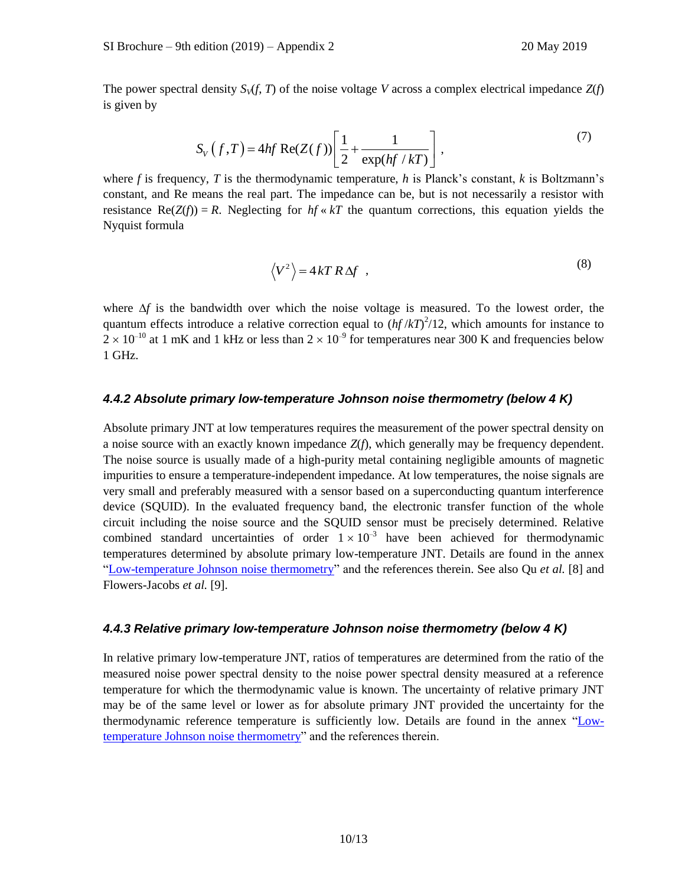The power spectral density $S_V(f, T)$ of the noise voltage $V$ across a complex electrical impedance $Z(f)$ is given by

$$S_V\left(f,T\right) = 4hf\ \mathrm{Re}(Z(f))\left[\frac{1}{2}+\frac{1}{\exp(hf/kT)}\right], \tag{7}$$

where $f$ is frequency, $T$ is the thermodynamic temperature, $h$ is Planck's constant, $k$ is Boltzmann's constant, and Re means the real part. The impedance can be, but is not necessarily a resistor with resistance $\mathrm{Re}(Z(f)) = R$. Neglecting for $hf \ll kT$ the quantum corrections, this equation yields the Nyquist formula

$$\left\langle V^2 \right\rangle = 4kT\,R\,\Delta f \ , \tag{8}$$

where $\Delta f$ is the bandwidth over which the noise voltage is measured. To the lowest order, the quantum effects introduce a relative correction equal to $(hf/kT)^2/12$, which amounts for instance to $2 \times 10^{-10}$ at 1 mK and 1 kHz or less than $2 \times 10^{-9}$ for temperatures near 300 K and frequencies below 1 GHz.

### *4.4.2 Absolute primary low-temperature Johnson noise thermometry (below 4 K)*

Absolute primary JNT at low temperatures requires the measurement of the power spectral density on a noise source with an exactly known impedance $Z(f)$, which generally may be frequency dependent. The noise source is usually made of a high-purity metal containing negligible amounts of magnetic impurities to ensure a temperature-independent impedance. At low temperatures, the noise signals are very small and preferably measured with a sensor based on a superconducting quantum interference device (SQUID). In the evaluated frequency band, the electronic transfer function of the whole circuit including the noise source and the SQUID sensor must be precisely determined. Relative combined standard uncertainties of order $1 \times 10^{-3}$ have been achieved for thermodynamic temperatures determined by absolute primary low-temperature JNT. Details are found in the annex "Low-temperature Johnson noise thermometry" and the references therein. See also Qu *et al.* [8] and Flowers-Jacobs *et al.* [9].

### *4.4.3 Relative primary low-temperature Johnson noise thermometry (below 4 K)*

In relative primary low-temperature JNT, ratios of temperatures are determined from the ratio of the measured noise power spectral density to the noise power spectral density measured at a reference temperature for which the thermodynamic value is known. The uncertainty of relative primary JNT may be of the same level or lower as for absolute primary JNT provided the uncertainty for the thermodynamic reference temperature is sufficiently low. Details are found in the annex "Low-temperature Johnson noise thermometry" and the references therein.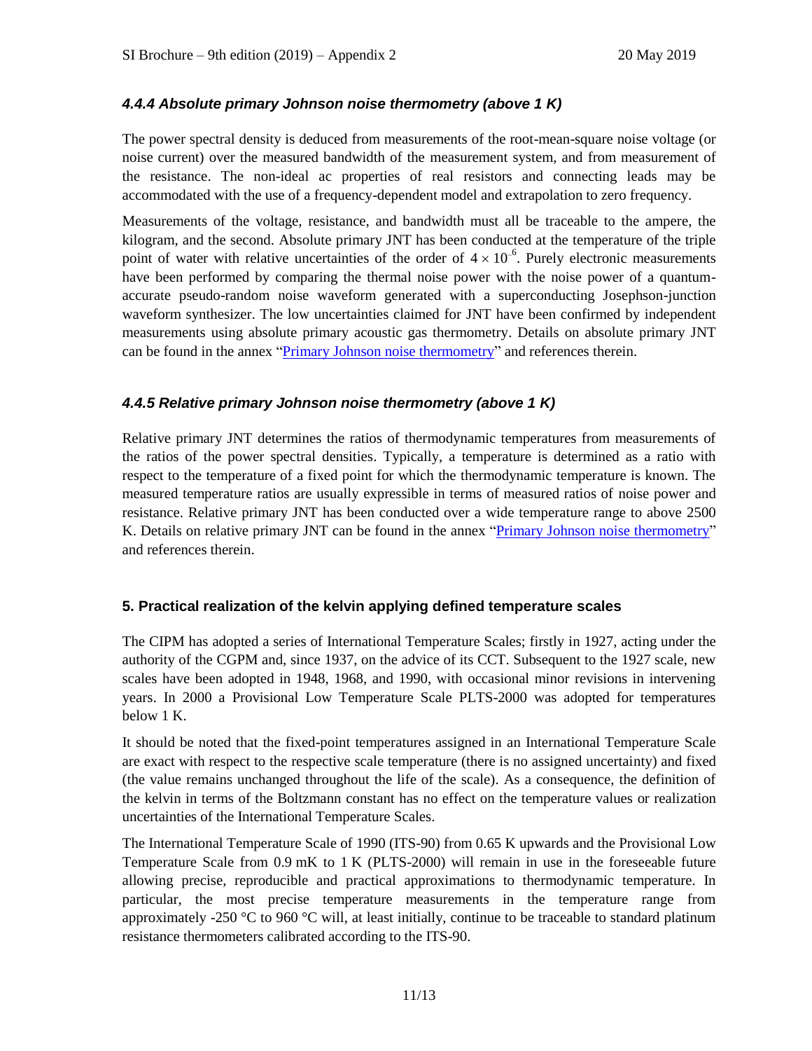### *4.4.4 Absolute primary Johnson noise thermometry (above 1 K)*

The power spectral density is deduced from measurements of the root-mean-square noise voltage (or noise current) over the measured bandwidth of the measurement system, and from measurement of the resistance. The non-ideal ac properties of real resistors and connecting leads may be accommodated with the use of a frequency-dependent model and extrapolation to zero frequency.

Measurements of the voltage, resistance, and bandwidth must all be traceable to the ampere, the kilogram, and the second. Absolute primary JNT has been conducted at the temperature of the triple point of water with relative uncertainties of the order of $4 \times 10^{-6}$. Purely electronic measurements have been performed by comparing the thermal noise power with the noise power of a quantum-accurate pseudo-random noise waveform generated with a superconducting Josephson-junction waveform synthesizer. The low uncertainties claimed for JNT have been confirmed by independent measurements using absolute primary acoustic gas thermometry. Details on absolute primary JNT can be found in the annex "Primary Johnson noise thermometry" and references therein.

### *4.4.5 Relative primary Johnson noise thermometry (above 1 K)*

Relative primary JNT determines the ratios of thermodynamic temperatures from measurements of the ratios of the power spectral densities. Typically, a temperature is determined as a ratio with respect to the temperature of a fixed point for which the thermodynamic temperature is known. The measured temperature ratios are usually expressible in terms of measured ratios of noise power and resistance. Relative primary JNT has been conducted over a wide temperature range to above 2500 K. Details on relative primary JNT can be found in the annex "Primary Johnson noise thermometry" and references therein.

## **5. Practical realization of the kelvin applying defined temperature scales**

The CIPM has adopted a series of International Temperature Scales; firstly in 1927, acting under the authority of the CGPM and, since 1937, on the advice of its CCT. Subsequent to the 1927 scale, new scales have been adopted in 1948, 1968, and 1990, with occasional minor revisions in intervening years. In 2000 a Provisional Low Temperature Scale PLTS-2000 was adopted for temperatures below 1 K.

It should be noted that the fixed-point temperatures assigned in an International Temperature Scale are exact with respect to the respective scale temperature (there is no assigned uncertainty) and fixed (the value remains unchanged throughout the life of the scale). As a consequence, the definition of the kelvin in terms of the Boltzmann constant has no effect on the temperature values or realization uncertainties of the International Temperature Scales.

The International Temperature Scale of 1990 (ITS-90) from 0.65 K upwards and the Provisional Low Temperature Scale from 0.9 mK to 1 K (PLTS-2000) will remain in use in the foreseeable future allowing precise, reproducible and practical approximations to thermodynamic temperature. In particular, the most precise temperature measurements in the temperature range from approximately -250 °C to 960 °C will, at least initially, continue to be traceable to standard platinum resistance thermometers calibrated according to the ITS-90.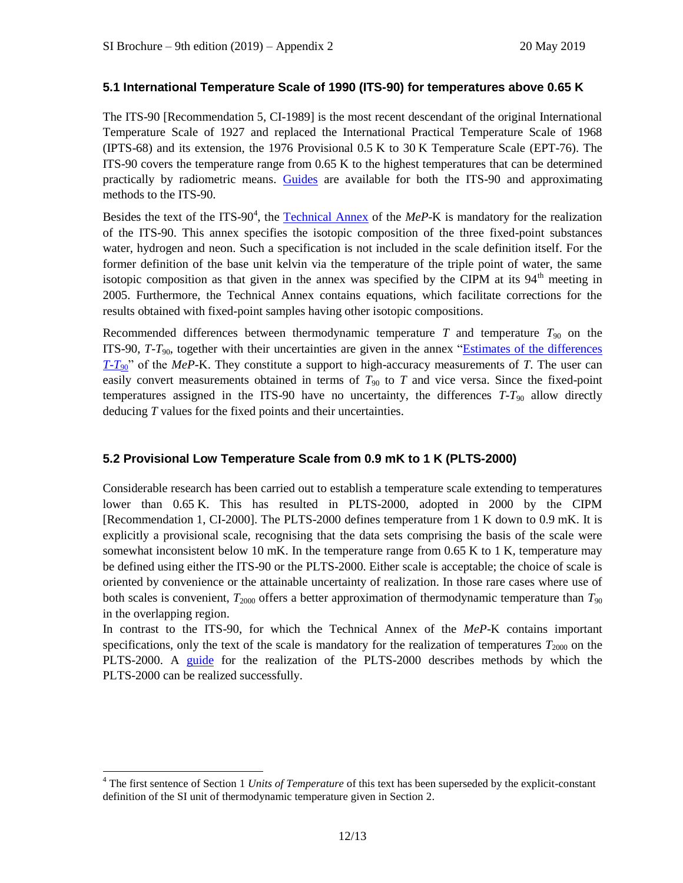### 5.1 International Temperature Scale of 1990 (ITS-90) for temperatures above 0.65 K

The ITS-90 [Recommendation 5, CI-1989] is the most recent descendant of the original International Temperature Scale of 1927 and replaced the International Practical Temperature Scale of 1968 (IPTS-68) and its extension, the 1976 Provisional 0.5 K to 30 K Temperature Scale (EPT-76). The ITS-90 covers the temperature range from 0.65 K to the highest temperatures that can be determined practically by radiometric means. Guides are available for both the ITS-90 and approximating methods to the ITS-90.

Besides the text of the ITS-90[4], the Technical Annex of the *MeP*-K is mandatory for the realization of the ITS-90. This annex specifies the isotopic composition of the three fixed-point substances water, hydrogen and neon. Such a specification is not included in the scale definition itself. For the former definition of the base unit kelvin via the temperature of the triple point of water, the same isotopic composition as that given in the annex was specified by the CIPM at its 94th meeting in 2005. Furthermore, the Technical Annex contains equations, which facilitate corrections for the results obtained with fixed-point samples having other isotopic compositions.

Recommended differences between thermodynamic temperature $T$ and temperature $T_{90}$ on the ITS-90, $T$-$T_{90}$, together with their uncertainties are given in the annex "Estimates of the differences $T$-$T_{90}$" of the *MeP*-K. They constitute a support to high-accuracy measurements of $T$. The user can easily convert measurements obtained in terms of $T_{90}$ to $T$ and vice versa. Since the fixed-point temperatures assigned in the ITS-90 have no uncertainty, the differences $T$-$T_{90}$ allow directly deducing $T$ values for the fixed points and their uncertainties.

### 5.2 Provisional Low Temperature Scale from 0.9 mK to 1 K (PLTS-2000)

Considerable research has been carried out to establish a temperature scale extending to temperatures lower than 0.65 K. This has resulted in PLTS-2000, adopted in 2000 by the CIPM [Recommendation 1, CI-2000]. The PLTS-2000 defines temperature from 1 K down to 0.9 mK. It is explicitly a provisional scale, recognising that the data sets comprising the basis of the scale were somewhat inconsistent below 10 mK. In the temperature range from 0.65 K to 1 K, temperature may be defined using either the ITS-90 or the PLTS-2000. Either scale is acceptable; the choice of scale is oriented by convenience or the attainable uncertainty of realization. In those rare cases where use of both scales is convenient, $T_{2000}$ offers a better approximation of thermodynamic temperature than $T_{90}$ in the overlapping region.

In contrast to the ITS-90, for which the Technical Annex of the *MeP*-K contains important specifications, only the text of the scale is mandatory for the realization of temperatures $T_{2000}$ on the PLTS-2000. A guide for the realization of the PLTS-2000 describes methods by which the PLTS-2000 can be realized successfully.

---

[4] The first sentence of Section 1 *Units of Temperature* of this text has been superseded by the explicit-constant definition of the SI unit of thermodynamic temperature given in Section 2.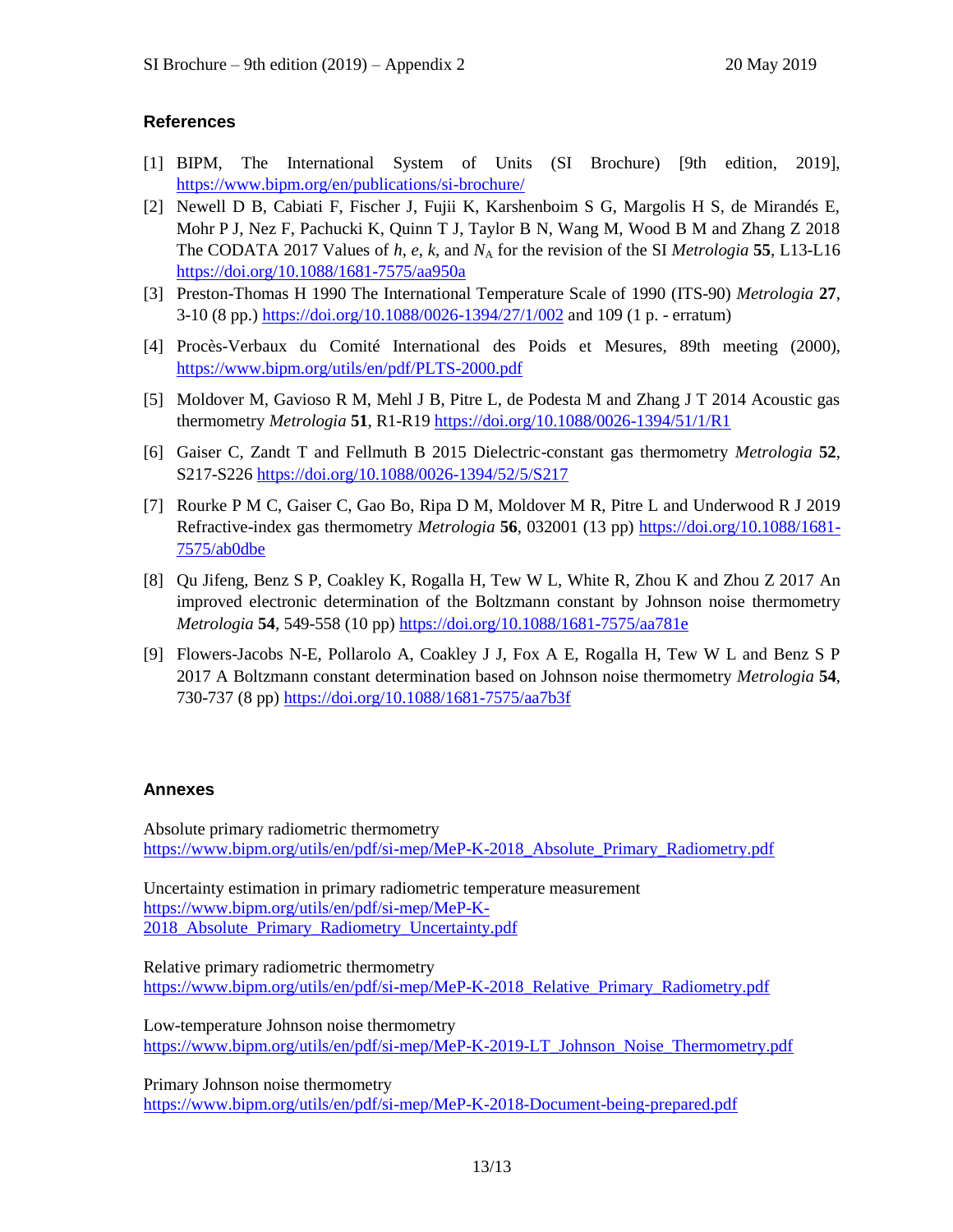## References

[1] BIPM, The International System of Units (SI Brochure) [9th edition, 2019], https://www.bipm.org/en/publications/si-brochure/

[2] Newell D B, Cabiati F, Fischer J, Fujii K, Karshenboim S G, Margolis H S, de Mirandés E, Mohr P J, Nez F, Pachucki K, Quinn T J, Taylor B N, Wang M, Wood B M and Zhang Z 2018 The CODATA 2017 Values of $h$, $e$, $k$, and $N_A$ for the revision of the SI *Metrologia* **55**, L13-L16 https://doi.org/10.1088/1681-7575/aa950a

[3] Preston-Thomas H 1990 The International Temperature Scale of 1990 (ITS-90) *Metrologia* **27**, 3-10 (8 pp.) https://doi.org/10.1088/0026-1394/27/1/002 and 109 (1 p. - erratum)

[4] Procès-Verbaux du Comité International des Poids et Mesures, 89th meeting (2000), https://www.bipm.org/utils/en/pdf/PLTS-2000.pdf

[5] Moldover M, Gavioso R M, Mehl J B, Pitre L, de Podesta M and Zhang J T 2014 Acoustic gas thermometry *Metrologia* **51**, R1-R19 https://doi.org/10.1088/0026-1394/51/1/R1

[6] Gaiser C, Zandt T and Fellmuth B 2015 Dielectric-constant gas thermometry *Metrologia* **52**, S217-S226 https://doi.org/10.1088/0026-1394/52/5/S217

[7] Rourke P M C, Gaiser C, Gao Bo, Ripa D M, Moldover M R, Pitre L and Underwood R J 2019 Refractive-index gas thermometry *Metrologia* **56**, 032001 (13 pp) https://doi.org/10.1088/1681-7575/ab0dbe

[8] Qu Jifeng, Benz S P, Coakley K, Rogalla H, Tew W L, White R, Zhou K and Zhou Z 2017 An improved electronic determination of the Boltzmann constant by Johnson noise thermometry *Metrologia* **54**, 549-558 (10 pp) https://doi.org/10.1088/1681-7575/aa781e

[9] Flowers-Jacobs N-E, Pollarolo A, Coakley J J, Fox A E, Rogalla H, Tew W L and Benz S P 2017 A Boltzmann constant determination based on Johnson noise thermometry *Metrologia* **54**, 730-737 (8 pp) https://doi.org/10.1088/1681-7575/aa7b3f

## Annexes

Absolute primary radiometric thermometry
https://www.bipm.org/utils/en/pdf/si-mep/MeP-K-2018_Absolute_Primary_Radiometry.pdf

Uncertainty estimation in primary radiometric temperature measurement
https://www.bipm.org/utils/en/pdf/si-mep/MeP-K-2018_Absolute_Primary_Radiometry_Uncertainty.pdf

Relative primary radiometric thermometry
https://www.bipm.org/utils/en/pdf/si-mep/MeP-K-2018_Relative_Primary_Radiometry.pdf

Low-temperature Johnson noise thermometry
https://www.bipm.org/utils/en/pdf/si-mep/MeP-K-2019-LT_Johnson_Noise_Thermometry.pdf

Primary Johnson noise thermometry
https://www.bipm.org/utils/en/pdf/si-mep/MeP-K-2018-Document-being-prepared.pdf